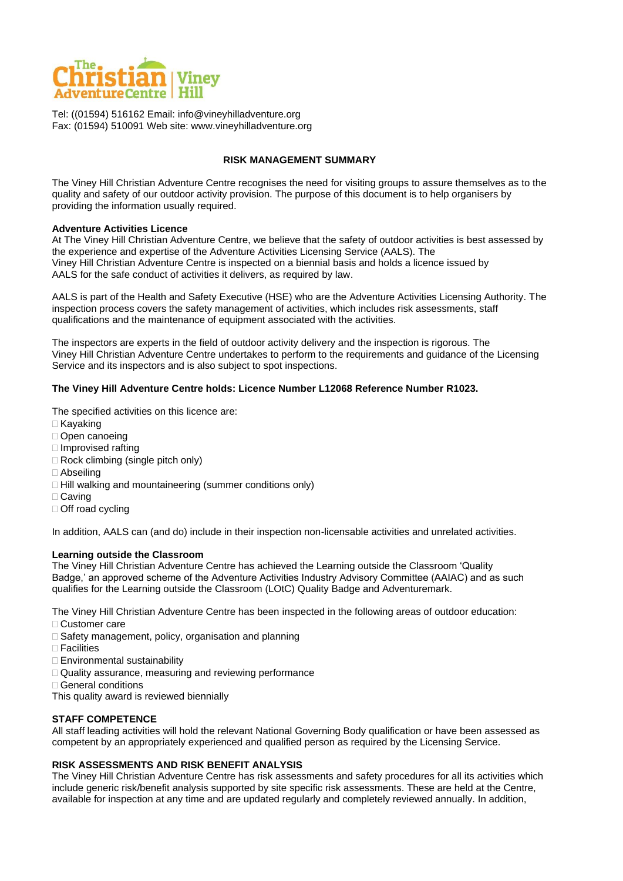Tel: ((01594) 516162 Email: info@vineyhilladventure.org
Fax: (01594) 510091 Web site: www.vineyhilladventure.org

# RISK MANAGEMENT SUMMARY

The Viney Hill Christian Adventure Centre recognises the need for visiting groups to assure themselves as to the quality and safety of our outdoor activity provision. The purpose of this document is to help organisers by providing the information usually required.

**Adventure Activities Licence**

At The Viney Hill Christian Adventure Centre, we believe that the safety of outdoor activities is best assessed by the experience and expertise of the Adventure Activities Licensing Service (AALS). The Viney Hill Christian Adventure Centre is inspected on a biennial basis and holds a licence issued by AALS for the safe conduct of activities it delivers, as required by law.

AALS is part of the Health and Safety Executive (HSE) who are the Adventure Activities Licensing Authority. The inspection process covers the safety management of activities, which includes risk assessments, staff qualifications and the maintenance of equipment associated with the activities.

The inspectors are experts in the field of outdoor activity delivery and the inspection is rigorous. The Viney Hill Christian Adventure Centre undertakes to perform to the requirements and guidance of the Licensing Service and its inspectors and is also subject to spot inspections.

**The Viney Hill Adventure Centre holds: Licence Number L12068 Reference Number R1023.**

The specified activities on this licence are:

- Kayaking
- Open canoeing
- Improvised rafting
- Rock climbing (single pitch only)
- Abseiling
- Hill walking and mountaineering (summer conditions only)
- Caving
- Off road cycling

In addition, AALS can (and do) include in their inspection non-licensable activities and unrelated activities.

**Learning outside the Classroom**

The Viney Hill Christian Adventure Centre has achieved the Learning outside the Classroom 'Quality Badge,' an approved scheme of the Adventure Activities Industry Advisory Committee (AAIAC) and as such qualifies for the Learning outside the Classroom (LOtC) Quality Badge and Adventuremark.

The Viney Hill Christian Adventure Centre has been inspected in the following areas of outdoor education:

- Customer care
- Safety management, policy, organisation and planning
- Facilities
- Environmental sustainability
- Quality assurance, measuring and reviewing performance
- General conditions

This quality award is reviewed biennially

**STAFF COMPETENCE**

All staff leading activities will hold the relevant National Governing Body qualification or have been assessed as competent by an appropriately experienced and qualified person as required by the Licensing Service.

**RISK ASSESSMENTS AND RISK BENEFIT ANALYSIS**

The Viney Hill Christian Adventure Centre has risk assessments and safety procedures for all its activities which include generic risk/benefit analysis supported by site specific risk assessments. These are held at the Centre, available for inspection at any time and are updated regularly and completely reviewed annually. In addition,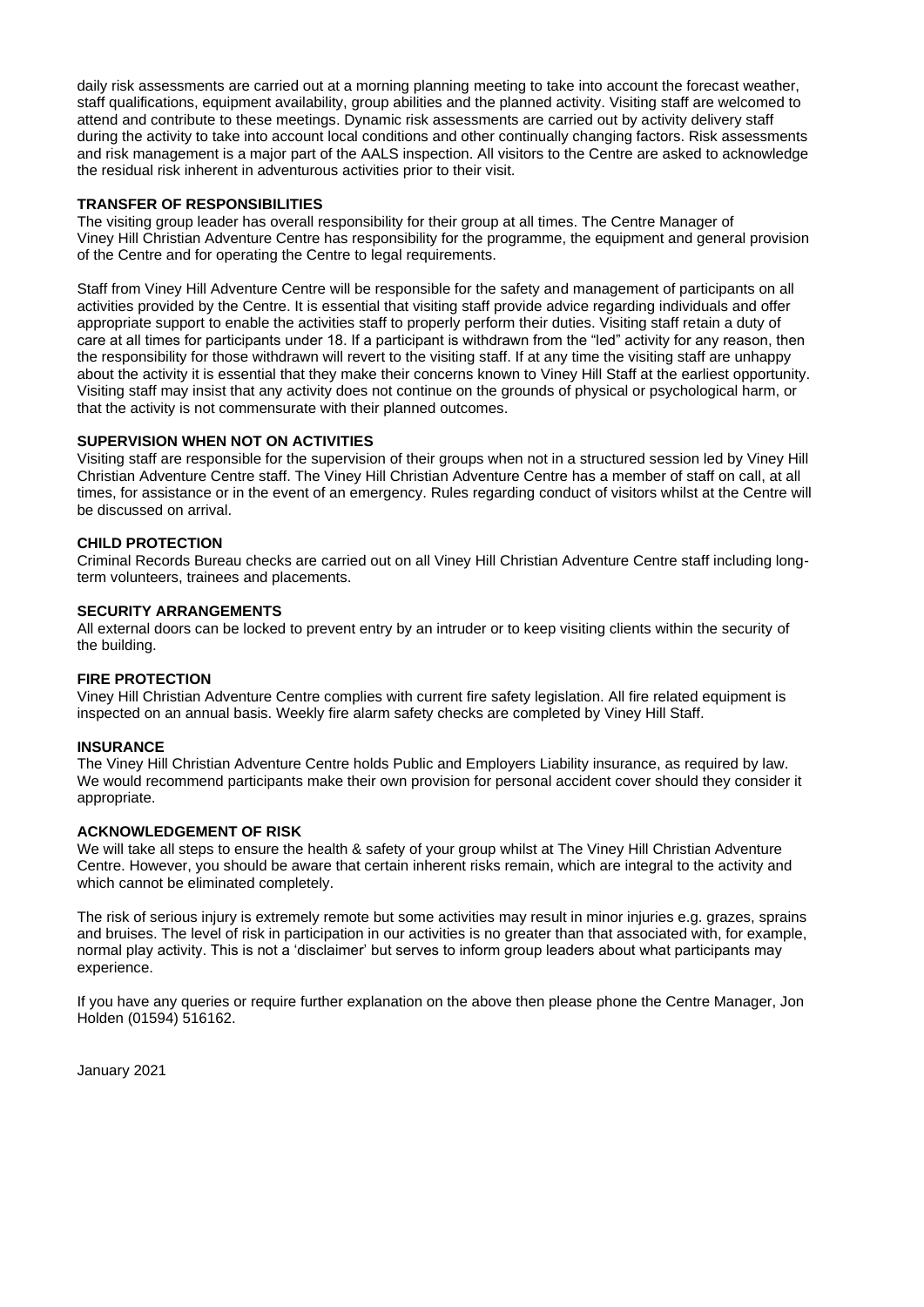daily risk assessments are carried out at a morning planning meeting to take into account the forecast weather, staff qualifications, equipment availability, group abilities and the planned activity. Visiting staff are welcomed to attend and contribute to these meetings. Dynamic risk assessments are carried out by activity delivery staff during the activity to take into account local conditions and other continually changing factors. Risk assessments and risk management is a major part of the AALS inspection. All visitors to the Centre are asked to acknowledge the residual risk inherent in adventurous activities prior to their visit.

**TRANSFER OF RESPONSIBILITIES**

The visiting group leader has overall responsibility for their group at all times. The Centre Manager of Viney Hill Christian Adventure Centre has responsibility for the programme, the equipment and general provision of the Centre and for operating the Centre to legal requirements.

Staff from Viney Hill Adventure Centre will be responsible for the safety and management of participants on all activities provided by the Centre. It is essential that visiting staff provide advice regarding individuals and offer appropriate support to enable the activities staff to properly perform their duties. Visiting staff retain a duty of care at all times for participants under 18. If a participant is withdrawn from the "led" activity for any reason, then the responsibility for those withdrawn will revert to the visiting staff. If at any time the visiting staff are unhappy about the activity it is essential that they make their concerns known to Viney Hill Staff at the earliest opportunity. Visiting staff may insist that any activity does not continue on the grounds of physical or psychological harm, or that the activity is not commensurate with their planned outcomes.

**SUPERVISION WHEN NOT ON ACTIVITIES**

Visiting staff are responsible for the supervision of their groups when not in a structured session led by Viney Hill Christian Adventure Centre staff. The Viney Hill Christian Adventure Centre has a member of staff on call, at all times, for assistance or in the event of an emergency. Rules regarding conduct of visitors whilst at the Centre will be discussed on arrival.

**CHILD PROTECTION**

Criminal Records Bureau checks are carried out on all Viney Hill Christian Adventure Centre staff including long-term volunteers, trainees and placements.

**SECURITY ARRANGEMENTS**

All external doors can be locked to prevent entry by an intruder or to keep visiting clients within the security of the building.

**FIRE PROTECTION**

Viney Hill Christian Adventure Centre complies with current fire safety legislation. All fire related equipment is inspected on an annual basis. Weekly fire alarm safety checks are completed by Viney Hill Staff.

**INSURANCE**

The Viney Hill Christian Adventure Centre holds Public and Employers Liability insurance, as required by law. We would recommend participants make their own provision for personal accident cover should they consider it appropriate.

**ACKNOWLEDGEMENT OF RISK**

We will take all steps to ensure the health & safety of your group whilst at The Viney Hill Christian Adventure Centre. However, you should be aware that certain inherent risks remain, which are integral to the activity and which cannot be eliminated completely.

The risk of serious injury is extremely remote but some activities may result in minor injuries e.g. grazes, sprains and bruises. The level of risk in participation in our activities is no greater than that associated with, for example, normal play activity. This is not a 'disclaimer' but serves to inform group leaders about what participants may experience.

If you have any queries or require further explanation on the above then please phone the Centre Manager, Jon Holden (01594) 516162.

January 2021